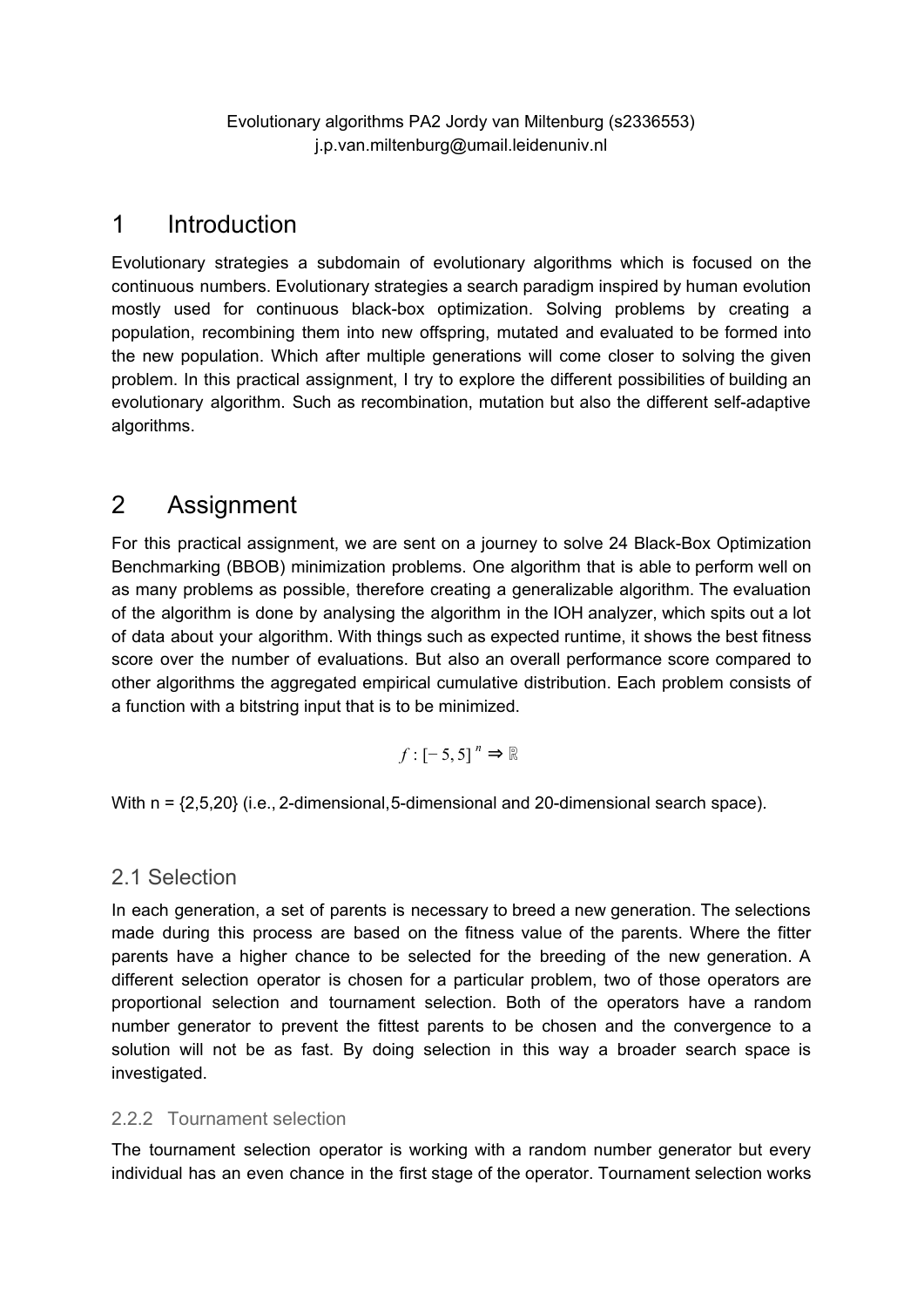Evolutionary algorithms PA2 Jordy van Miltenburg (s2336553)
j.p.van.miltenburg@umail.leidenuniv.nl

# 1 Introduction

Evolutionary strategies a subdomain of evolutionary algorithms which is focused on the continuous numbers. Evolutionary strategies a search paradigm inspired by human evolution mostly used for continuous black-box optimization. Solving problems by creating a population, recombining them into new offspring, mutated and evaluated to be formed into the new population. Which after multiple generations will come closer to solving the given problem. In this practical assignment, I try to explore the different possibilities of building an evolutionary algorithm. Such as recombination, mutation but also the different self-adaptive algorithms.

# 2 Assignment

For this practical assignment, we are sent on a journey to solve 24 Black-Box Optimization Benchmarking (BBOB) minimization problems. One algorithm that is able to perform well on as many problems as possible, therefore creating a generalizable algorithm. The evaluation of the algorithm is done by analysing the algorithm in the IOH analyzer, which spits out a lot of data about your algorithm. With things such as expected runtime, it shows the best fitness score over the number of evaluations. But also an overall performance score compared to other algorithms the aggregated empirical cumulative distribution. Each problem consists of a function with a bitstring input that is to be minimized.

$$f : [-5, 5]^n \Rightarrow \mathbb{R}$$

With n = {2,5,20} (i.e., 2-dimensional,5-dimensional and 20-dimensional search space).

## 2.1 Selection

In each generation, a set of parents is necessary to breed a new generation. The selections made during this process are based on the fitness value of the parents. Where the fitter parents have a higher chance to be selected for the breeding of the new generation. A different selection operator is chosen for a particular problem, two of those operators are proportional selection and tournament selection. Both of the operators have a random number generator to prevent the fittest parents to be chosen and the convergence to a solution will not be as fast. By doing selection in this way a broader search space is investigated.

### 2.2.2 Tournament selection

The tournament selection operator is working with a random number generator but every individual has an even chance in the first stage of the operator. Tournament selection works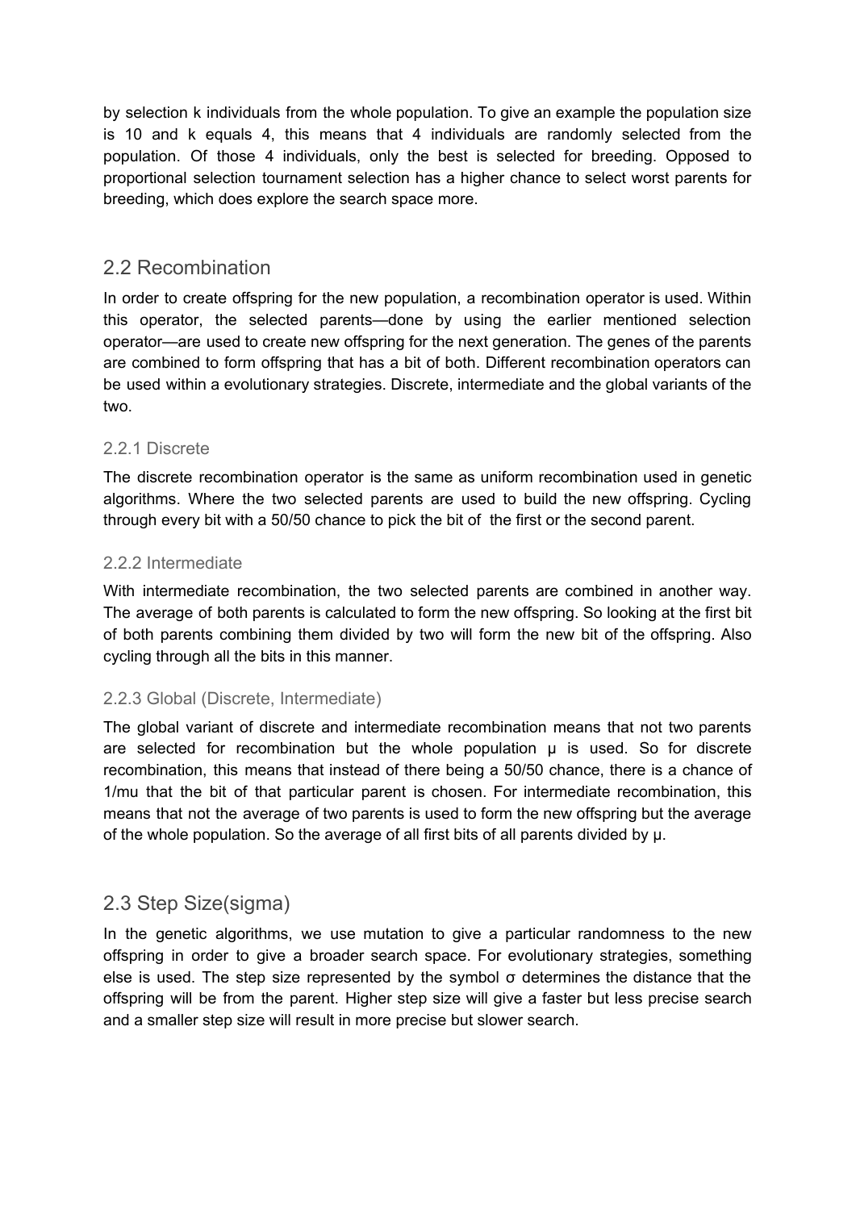by selection k individuals from the whole population. To give an example the population size is 10 and k equals 4, this means that 4 individuals are randomly selected from the population. Of those 4 individuals, only the best is selected for breeding. Opposed to proportional selection tournament selection has a higher chance to select worst parents for breeding, which does explore the search space more.

## 2.2 Recombination

In order to create offspring for the new population, a recombination operator is used. Within this operator, the selected parents—done by using the earlier mentioned selection operator—are used to create new offspring for the next generation. The genes of the parents are combined to form offspring that has a bit of both. Different recombination operators can be used within a evolutionary strategies. Discrete, intermediate and the global variants of the two.

### 2.2.1 Discrete

The discrete recombination operator is the same as uniform recombination used in genetic algorithms. Where the two selected parents are used to build the new offspring. Cycling through every bit with a 50/50 chance to pick the bit of the first or the second parent.

### 2.2.2 Intermediate

With intermediate recombination, the two selected parents are combined in another way. The average of both parents is calculated to form the new offspring. So looking at the first bit of both parents combining them divided by two will form the new bit of the offspring. Also cycling through all the bits in this manner.

### 2.2.3 Global (Discrete, Intermediate)

The global variant of discrete and intermediate recombination means that not two parents are selected for recombination but the whole population $\mu$ is used. So for discrete recombination, this means that instead of there being a 50/50 chance, there is a chance of 1/mu that the bit of that particular parent is chosen. For intermediate recombination, this means that not the average of two parents is used to form the new offspring but the average of the whole population. So the average of all first bits of all parents divided by $\mu$.

## 2.3 Step Size(sigma)

In the genetic algorithms, we use mutation to give a particular randomness to the new offspring in order to give a broader search space. For evolutionary strategies, something else is used. The step size represented by the symbol $\sigma$ determines the distance that the offspring will be from the parent. Higher step size will give a faster but less precise search and a smaller step size will result in more precise but slower search.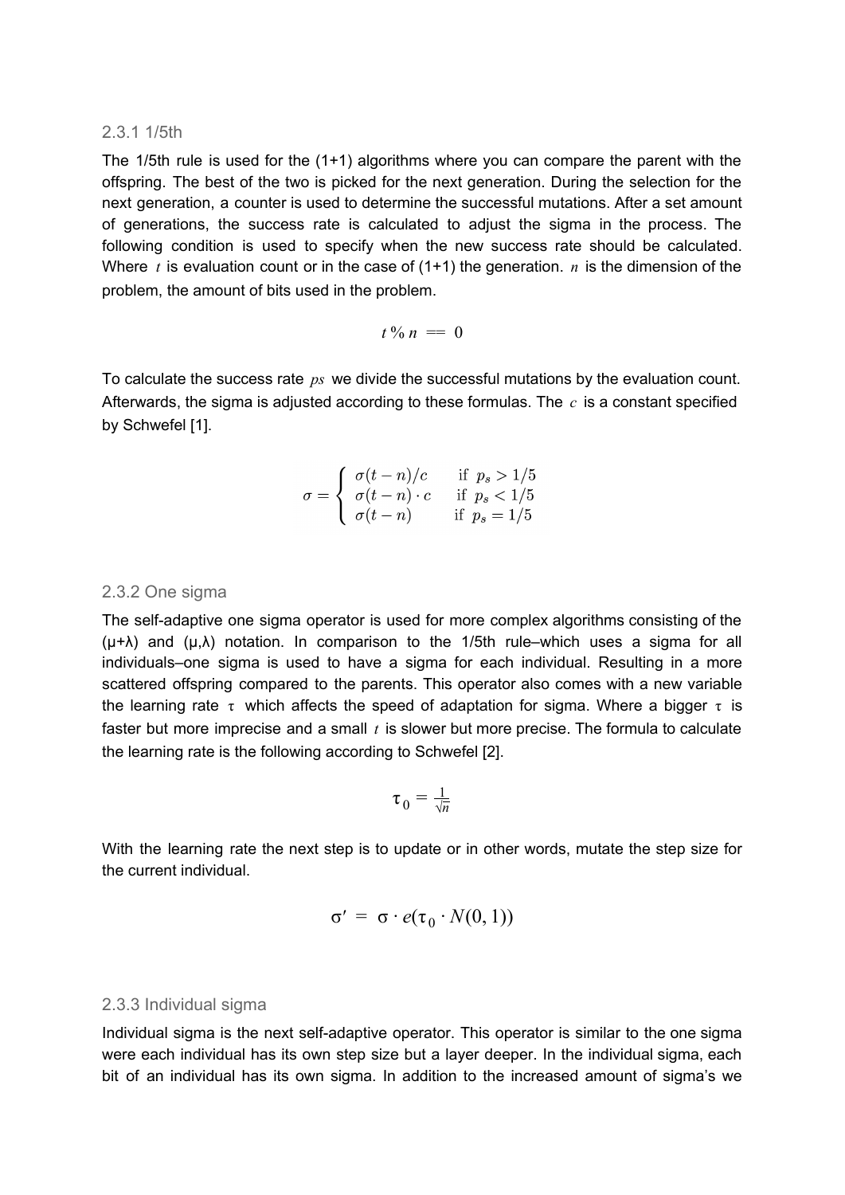### 2.3.1 1/5th

The 1/5th rule is used for the (1+1) algorithms where you can compare the parent with the offspring. The best of the two is picked for the next generation. During the selection for the next generation, a counter is used to determine the successful mutations. After a set amount of generations, the success rate is calculated to adjust the sigma in the process. The following condition is used to specify when the new success rate should be calculated. Where $t$ is evaluation count or in the case of (1+1) the generation. $n$ is the dimension of the problem, the amount of bits used in the problem.

$$t \,\%\, n \;==\; 0$$

To calculate the success rate $ps$ we divide the successful mutations by the evaluation count. Afterwards, the sigma is adjusted according to these formulas. The $c$ is a constant specified by Schwefel [1].

$$\sigma = \begin{cases} \sigma(t-n)/c & \text{if } p_s > 1/5 \\ \sigma(t-n) \cdot c & \text{if } p_s < 1/5 \\ \sigma(t-n) & \text{if } p_s = 1/5 \end{cases}$$

### 2.3.2 One sigma

The self-adaptive one sigma operator is used for more complex algorithms consisting of the (μ+λ) and (μ,λ) notation. In comparison to the 1/5th rule–which uses a sigma for all individuals–one sigma is used to have a sigma for each individual. Resulting in a more scattered offspring compared to the parents. This operator also comes with a new variable the learning rate $\tau$ which affects the speed of adaptation for sigma. Where a bigger $\tau$ is faster but more imprecise and a small $t$ is slower but more precise. The formula to calculate the learning rate is the following according to Schwefel [2].

$$\tau_0 = \frac{1}{\sqrt{n}}$$

With the learning rate the next step is to update or in other words, mutate the step size for the current individual.

$$\sigma' \;=\; \sigma \cdot e(\tau_0 \cdot N(0,1))$$

### 2.3.3 Individual sigma

Individual sigma is the next self-adaptive operator. This operator is similar to the one sigma were each individual has its own step size but a layer deeper. In the individual sigma, each bit of an individual has its own sigma. In addition to the increased amount of sigma's we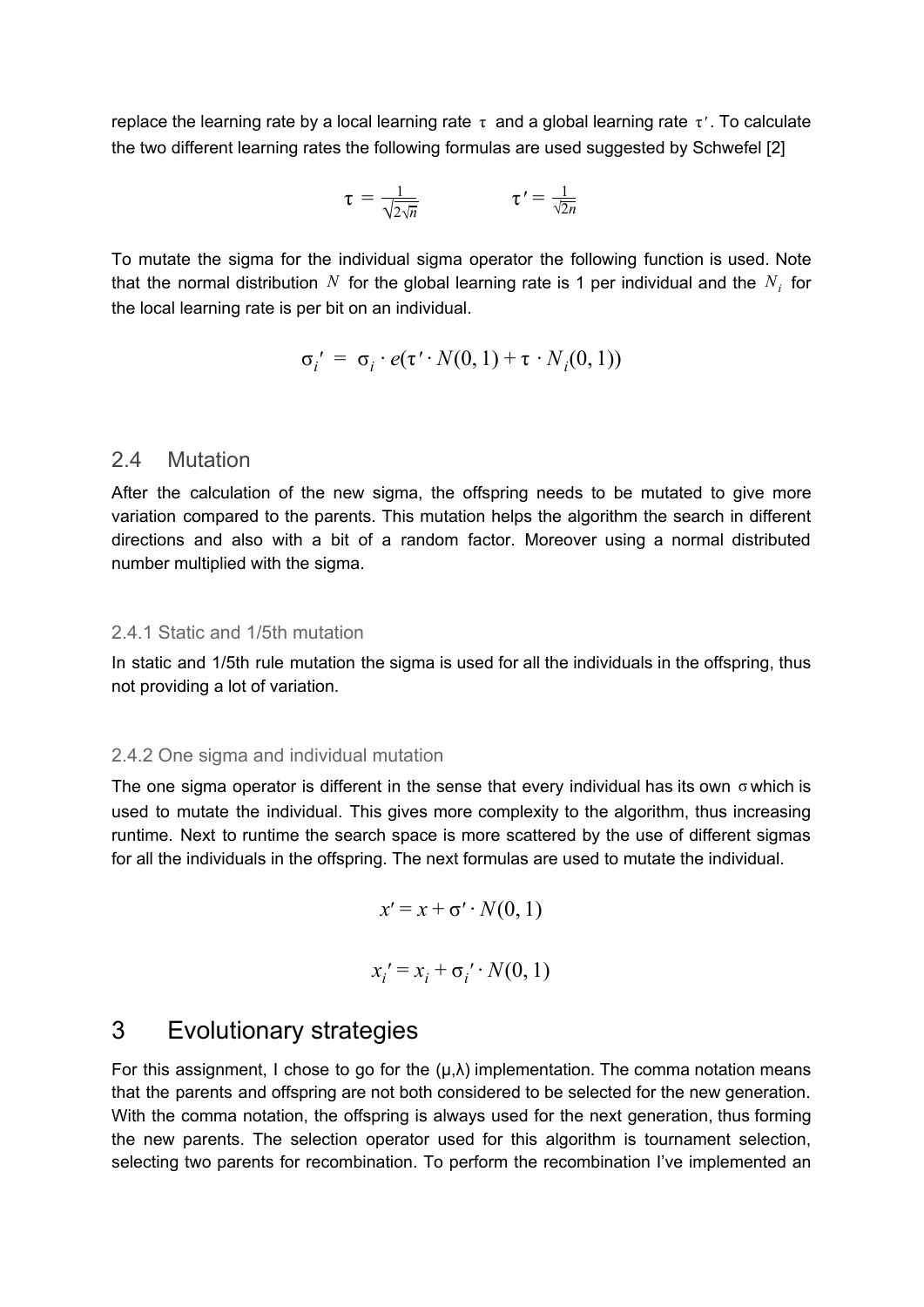replace the learning rate by a local learning rate $\tau$ and a global learning rate $\tau'$. To calculate the two different learning rates the following formulas are used suggested by Schwefel [2]

$$\tau = \frac{1}{\sqrt{2\sqrt{n}}} \qquad \tau' = \frac{1}{\sqrt{2n}}$$

To mutate the sigma for the individual sigma operator the following function is used. Note that the normal distribution $N$ for the global learning rate is 1 per individual and the $N_i$ for the local learning rate is per bit on an individual.

$$\sigma_i' = \sigma_i \cdot e(\tau' \cdot N(0,1) + \tau \cdot N_i(0,1))$$

## 2.4 Mutation

After the calculation of the new sigma, the offspring needs to be mutated to give more variation compared to the parents. This mutation helps the algorithm the search in different directions and also with a bit of a random factor. Moreover using a normal distributed number multiplied with the sigma.

### 2.4.1 Static and 1/5th mutation

In static and 1/5th rule mutation the sigma is used for all the individuals in the offspring, thus not providing a lot of variation.

### 2.4.2 One sigma and individual mutation

The one sigma operator is different in the sense that every individual has its own $\sigma$ which is used to mutate the individual. This gives more complexity to the algorithm, thus increasing runtime. Next to runtime the search space is more scattered by the use of different sigmas for all the individuals in the offspring. The next formulas are used to mutate the individual.

$$x' = x + \sigma' \cdot N(0,1)$$

$$x_i' = x_i + \sigma_i' \cdot N(0,1)$$

# 3 Evolutionary strategies

For this assignment, I chose to go for the (μ,λ) implementation. The comma notation means that the parents and offspring are not both considered to be selected for the new generation. With the comma notation, the offspring is always used for the next generation, thus forming the new parents. The selection operator used for this algorithm is tournament selection, selecting two parents for recombination. To perform the recombination I've implemented an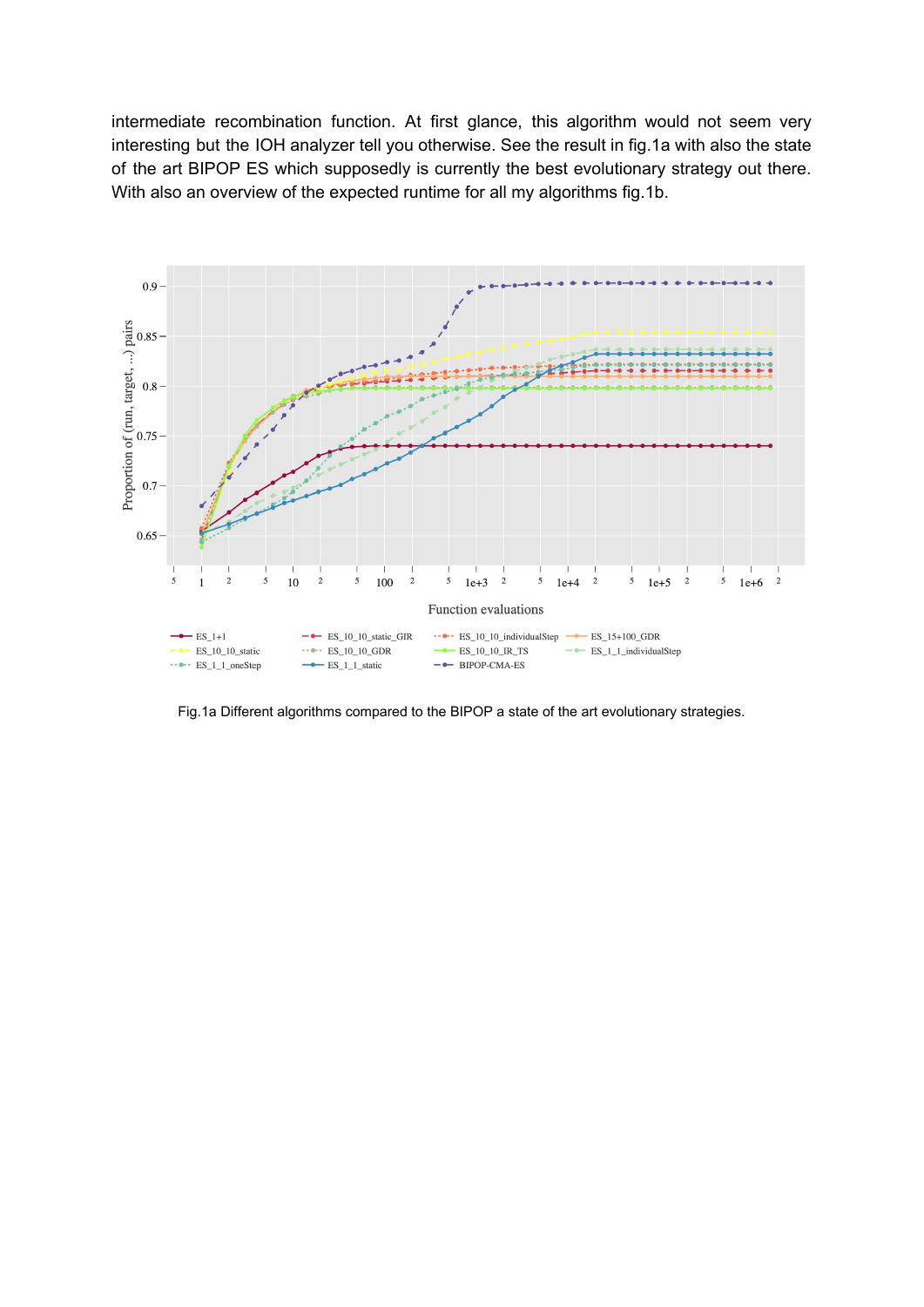intermediate recombination function. At first glance, this algorithm would not seem very interesting but the IOH analyzer tell you otherwise. See the result in fig.1a with also the state of the art BIPOP ES which supposedly is currently the best evolutionary strategy out there. With also an overview of the expected runtime for all my algorithms fig.1b.

Fig.1a Different algorithms compared to the BIPOP a state of the art evolutionary strategies.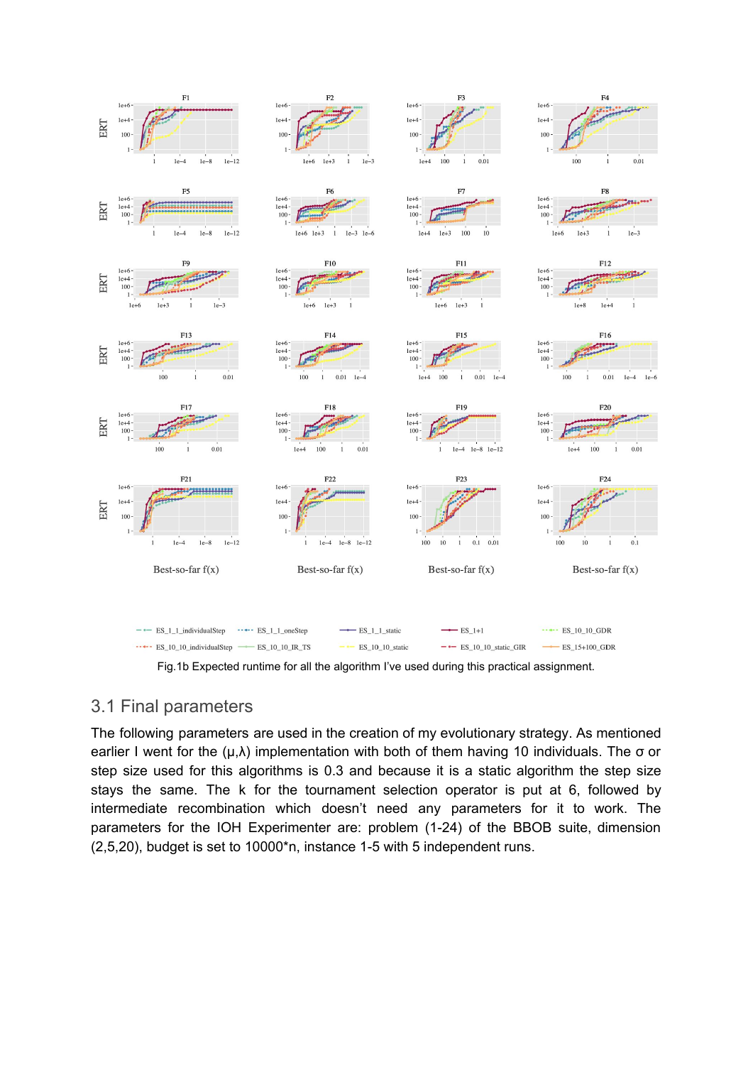Fig.1b Expected runtime for all the algorithm I've used during this practical assignment.

## 3.1 Final parameters

The following parameters are used in the creation of my evolutionary strategy. As mentioned earlier I went for the (μ,λ) implementation with both of them having 10 individuals. The σ or step size used for this algorithms is 0.3 and because it is a static algorithm the step size stays the same. The k for the tournament selection operator is put at 6, followed by intermediate recombination which doesn't need any parameters for it to work. The parameters for the IOH Experimenter are: problem (1-24) of the BBOB suite, dimension (2,5,20), budget is set to 10000*n, instance 1-5 with 5 independent runs.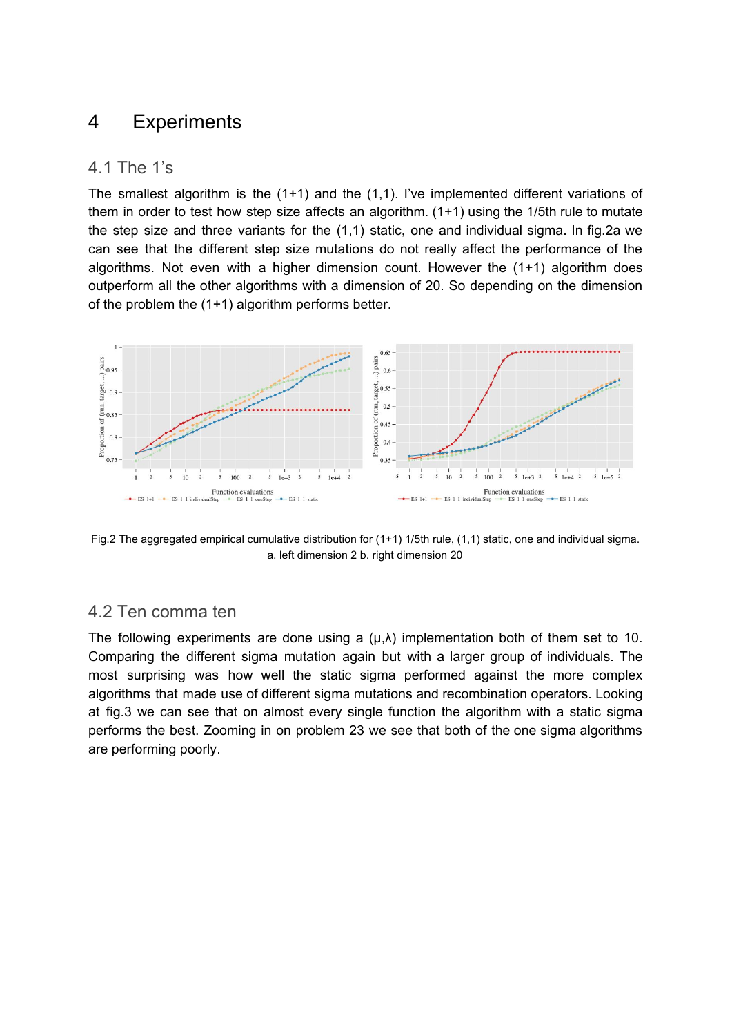# 4 Experiments

## 4.1 The 1's

The smallest algorithm is the (1+1) and the (1,1). I've implemented different variations of them in order to test how step size affects an algorithm. (1+1) using the 1/5th rule to mutate the step size and three variants for the (1,1) static, one and individual sigma. In fig.2a we can see that the different step size mutations do not really affect the performance of the algorithms. Not even with a higher dimension count. However the (1+1) algorithm does outperform all the other algorithms with a dimension of 20. So depending on the dimension of the problem the (1+1) algorithm performs better.

Fig.2 The aggregated empirical cumulative distribution for (1+1) 1/5th rule, (1,1) static, one and individual sigma. a. left dimension 2 b. right dimension 20

## 4.2 Ten comma ten

The following experiments are done using a (μ,λ) implementation both of them set to 10. Comparing the different sigma mutation again but with a larger group of individuals. The most surprising was how well the static sigma performed against the more complex algorithms that made use of different sigma mutations and recombination operators. Looking at fig.3 we can see that on almost every single function the algorithm with a static sigma performs the best. Zooming in on problem 23 we see that both of the one sigma algorithms are performing poorly.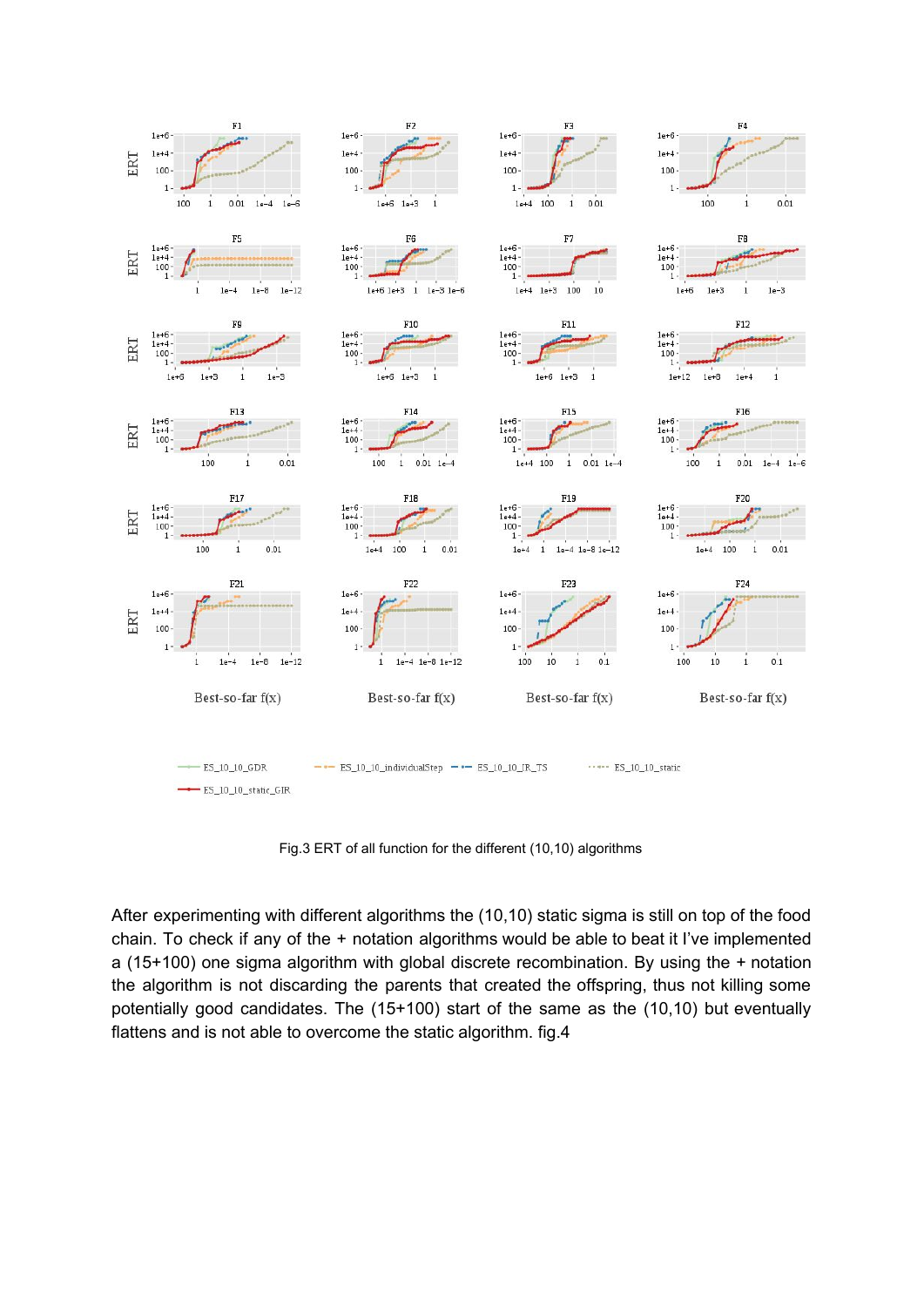Fig.3 ERT of all function for the different (10,10) algorithms

After experimenting with different algorithms the (10,10) static sigma is still on top of the food chain. To check if any of the + notation algorithms would be able to beat it I've implemented a (15+100) one sigma algorithm with global discrete recombination. By using the + notation the algorithm is not discarding the parents that created the offspring, thus not killing some potentially good candidates. The (15+100) start of the same as the (10,10) but eventually flattens and is not able to overcome the static algorithm. fig.4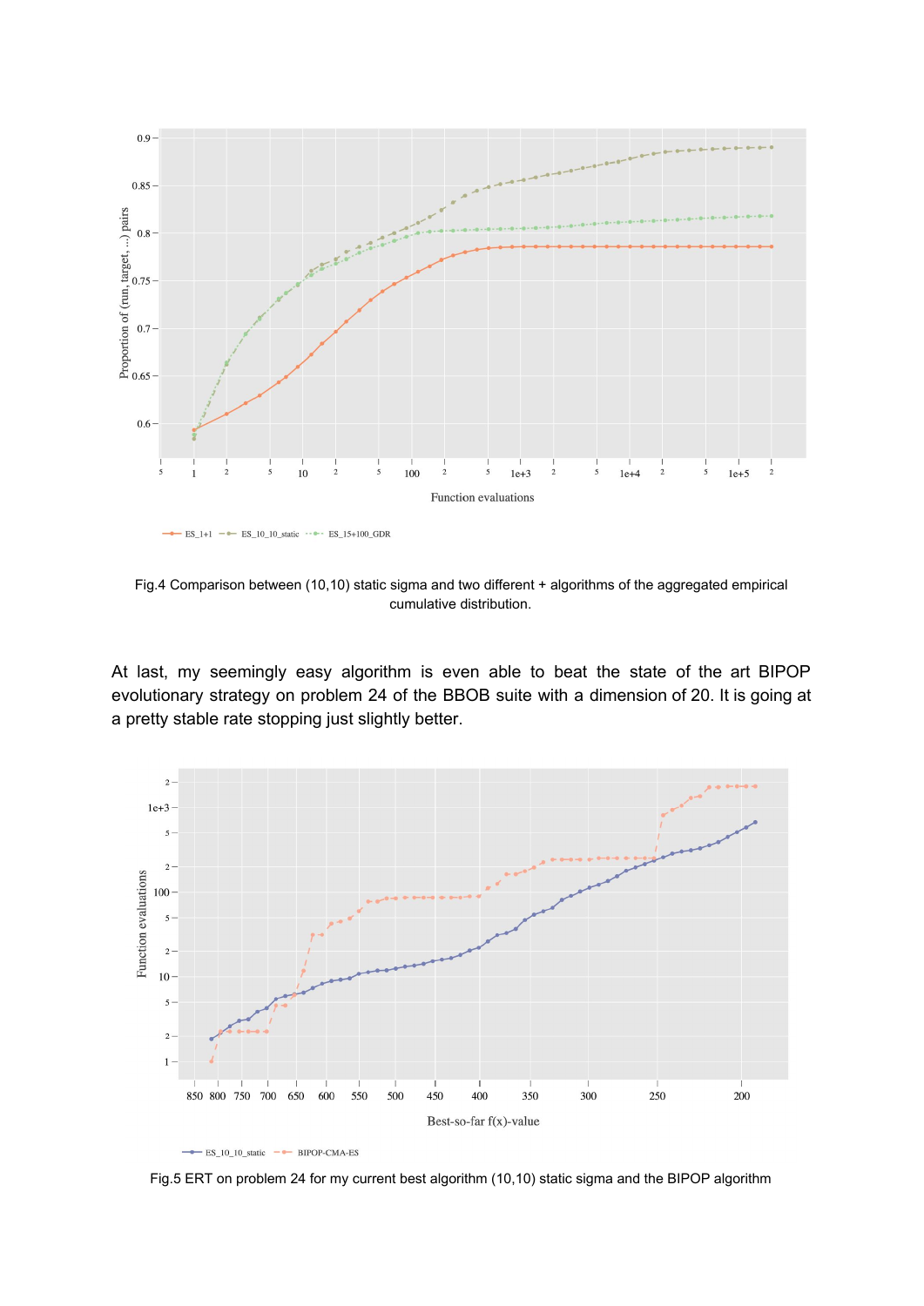Fig.4 Comparison between (10,10) static sigma and two different + algorithms of the aggregated empirical cumulative distribution.

At last, my seemingly easy algorithm is even able to beat the state of the art BIPOP evolutionary strategy on problem 24 of the BBOB suite with a dimension of 20. It is going at a pretty stable rate stopping just slightly better.

Fig.5 ERT on problem 24 for my current best algorithm (10,10) static sigma and the BIPOP algorithm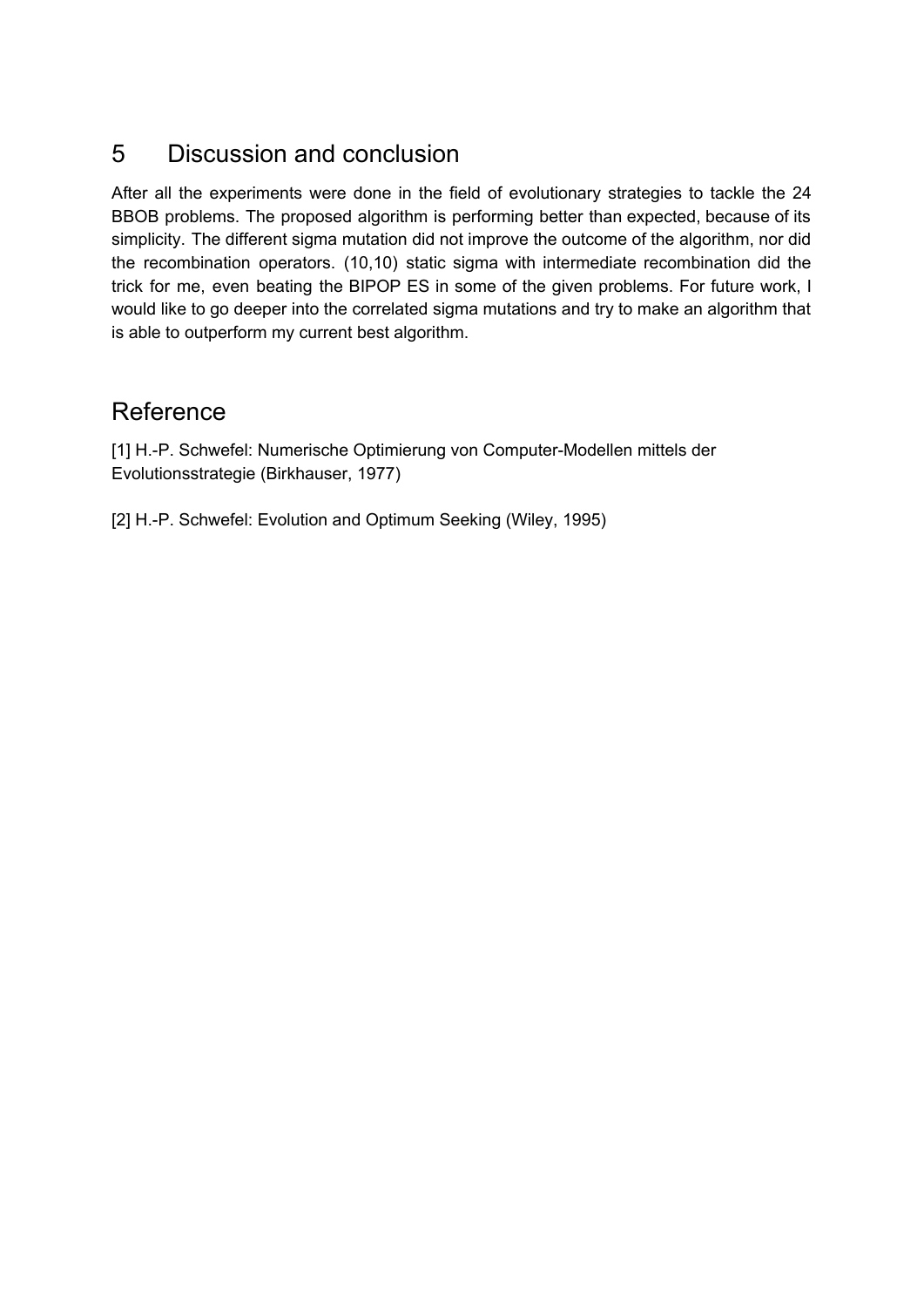## 5 Discussion and conclusion

After all the experiments were done in the field of evolutionary strategies to tackle the 24 BBOB problems. The proposed algorithm is performing better than expected, because of its simplicity. The different sigma mutation did not improve the outcome of the algorithm, nor did the recombination operators. (10,10) static sigma with intermediate recombination did the trick for me, even beating the BIPOP ES in some of the given problems. For future work, I would like to go deeper into the correlated sigma mutations and try to make an algorithm that is able to outperform my current best algorithm.

## Reference

[1] H.-P. Schwefel: Numerische Optimierung von Computer-Modellen mittels der Evolutionsstrategie (Birkhauser, 1977)

[2] H.-P. Schwefel: Evolution and Optimum Seeking (Wiley, 1995)